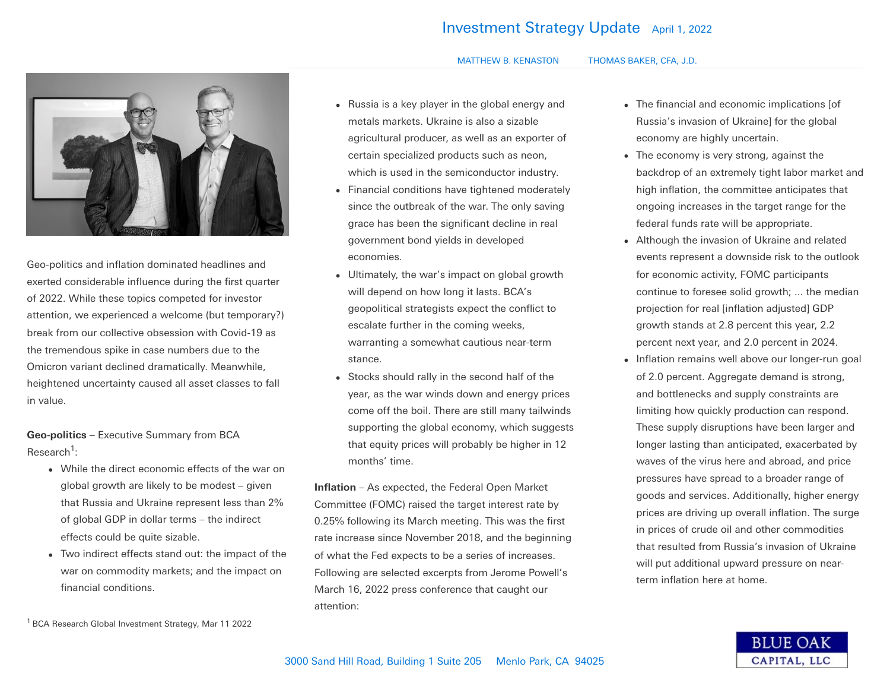# Investment Strategy Update

April 1, 2022

MATTHEW B. KENASTON THOMAS BAKER, CFA, J.D.

Geo-politics and inflation dominated headlines and exerted considerable influence during the first quarter of 2022. While these topics competed for investor attention, we experienced a welcome (but temporary?) break from our collective obsession with Covid-19 as the tremendous spike in case numbers due to the Omicron variant declined dramatically. Meanwhile, heightened uncertainty caused all asset classes to fall in value.

**Geo-politics** – Executive Summary from BCA Research[1]:

- While the direct economic effects of the war on global growth are likely to be modest – given that Russia and Ukraine represent less than 2% of global GDP in dollar terms – the indirect effects could be quite sizable.
- Two indirect effects stand out: the impact of the war on commodity markets; and the impact on financial conditions.
- Russia is a key player in the global energy and metals markets. Ukraine is also a sizable agricultural producer, as well as an exporter of certain specialized products such as neon, which is used in the semiconductor industry.
- Financial conditions have tightened moderately since the outbreak of the war. The only saving grace has been the significant decline in real government bond yields in developed economies.
- Ultimately, the war's impact on global growth will depend on how long it lasts. BCA's geopolitical strategists expect the conflict to escalate further in the coming weeks, warranting a somewhat cautious near-term stance.
- Stocks should rally in the second half of the year, as the war winds down and energy prices come off the boil. There are still many tailwinds supporting the global economy, which suggests that equity prices will probably be higher in 12 months' time.

**Inflation** – As expected, the Federal Open Market Committee (FOMC) raised the target interest rate by 0.25% following its March meeting. This was the first rate increase since November 2018, and the beginning of what the Fed expects to be a series of increases. Following are selected excerpts from Jerome Powell's March 16, 2022 press conference that caught our attention:

- The financial and economic implications [of Russia's invasion of Ukraine] for the global economy are highly uncertain.
- The economy is very strong, against the backdrop of an extremely tight labor market and high inflation, the committee anticipates that ongoing increases in the target range for the federal funds rate will be appropriate.
- Although the invasion of Ukraine and related events represent a downside risk to the outlook for economic activity, FOMC participants continue to foresee solid growth; ... the median projection for real [inflation adjusted] GDP growth stands at 2.8 percent this year, 2.2 percent next year, and 2.0 percent in 2024.
- Inflation remains well above our longer-run goal of 2.0 percent. Aggregate demand is strong, and bottlenecks and supply constraints are limiting how quickly production can respond. These supply disruptions have been larger and longer lasting than anticipated, exacerbated by waves of the virus here and abroad, and price pressures have spread to a broader range of goods and services. Additionally, higher energy prices are driving up overall inflation. The surge in prices of crude oil and other commodities that resulted from Russia's invasion of Ukraine will put additional upward pressure on near-term inflation here at home.

[1] BCA Research Global Investment Strategy, Mar 11 2022

3000 Sand Hill Road, Building 1 Suite 205 Menlo Park, CA 94025

BLUE OAK CAPITAL, LLC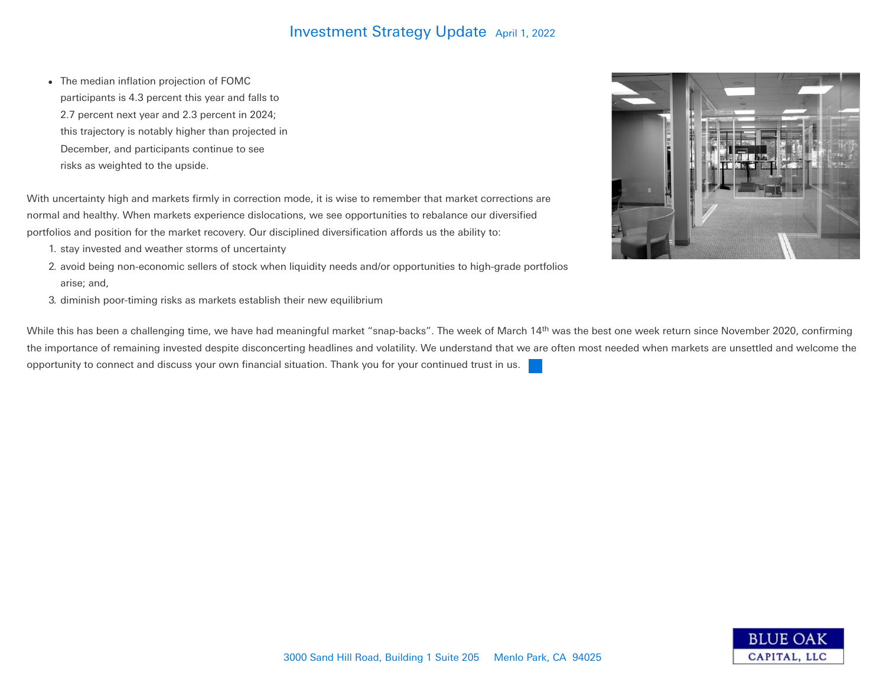- The median inflation projection of FOMC participants is 4.3 percent this year and falls to 2.7 percent next year and 2.3 percent in 2024; this trajectory is notably higher than projected in December, and participants continue to see risks as weighted to the upside.

With uncertainty high and markets firmly in correction mode, it is wise to remember that market corrections are normal and healthy. When markets experience dislocations, we see opportunities to rebalance our diversified portfolios and position for the market recovery. Our disciplined diversification affords us the ability to:

1. stay invested and weather storms of uncertainty
2. avoid being non-economic sellers of stock when liquidity needs and/or opportunities to high-grade portfolios arise; and,
3. diminish poor-timing risks as markets establish their new equilibrium

While this has been a challenging time, we have had meaningful market "snap-backs". The week of March 14th was the best one week return since November 2020, confirming the importance of remaining invested despite disconcerting headlines and volatility. We understand that we are often most needed when markets are unsettled and welcome the opportunity to connect and discuss your own financial situation. Thank you for your continued trust in us.

3000 Sand Hill Road, Building 1 Suite 205 Menlo Park, CA 94025

BLUE OAK CAPITAL, LLC